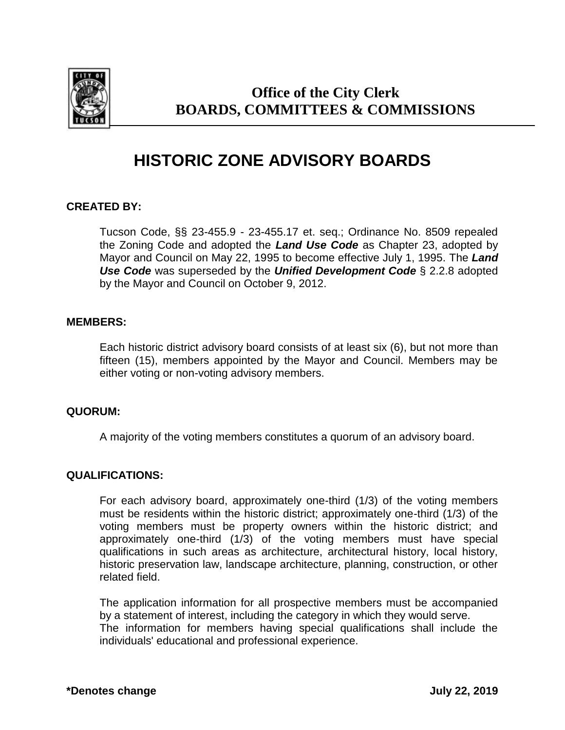**Office of the City Clerk**
**BOARDS, COMMITTEES & COMMISSIONS**

# HISTORIC ZONE ADVISORY BOARDS

**CREATED BY:**

Tucson Code, §§ 23-455.9 - 23-455.17 et. seq.; Ordinance No. 8509 repealed the Zoning Code and adopted the ***Land Use Code*** as Chapter 23, adopted by Mayor and Council on May 22, 1995 to become effective July 1, 1995. The ***Land Use Code*** was superseded by the ***Unified Development Code*** § 2.2.8 adopted by the Mayor and Council on October 9, 2012.

**MEMBERS:**

Each historic district advisory board consists of at least six (6), but not more than fifteen (15), members appointed by the Mayor and Council. Members may be either voting or non-voting advisory members.

**QUORUM:**

A majority of the voting members constitutes a quorum of an advisory board.

**QUALIFICATIONS:**

For each advisory board, approximately one-third (1/3) of the voting members must be residents within the historic district; approximately one-third (1/3) of the voting members must be property owners within the historic district; and approximately one-third (1/3) of the voting members must have special qualifications in such areas as architecture, architectural history, local history, historic preservation law, landscape architecture, planning, construction, or other related field.

The application information for all prospective members must be accompanied by a statement of interest, including the category in which they would serve.
The information for members having special qualifications shall include the individuals' educational and professional experience.

**\*Denotes change** **July 22, 2019**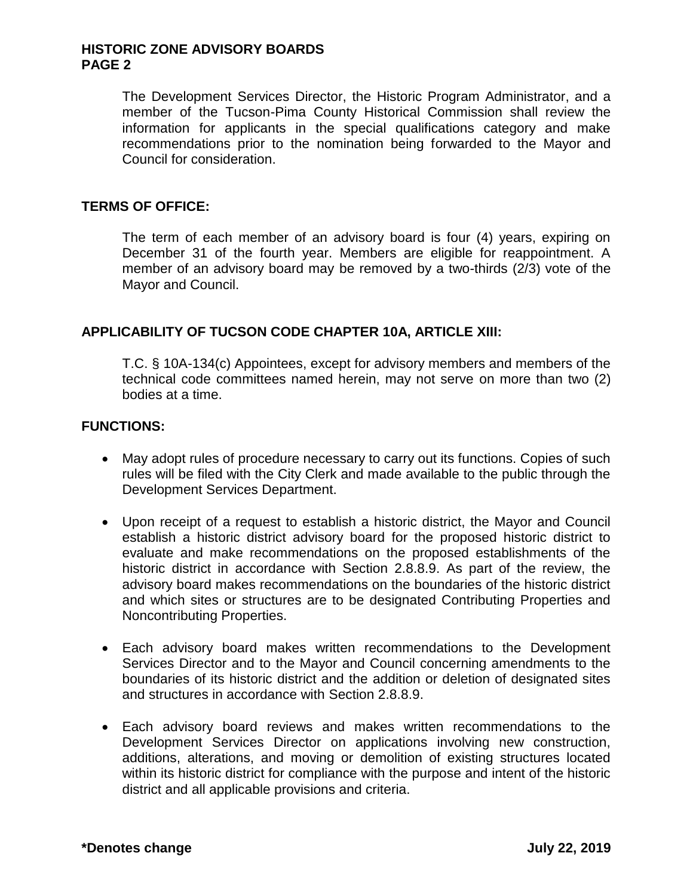The Development Services Director, the Historic Program Administrator, and a member of the Tucson-Pima County Historical Commission shall review the information for applicants in the special qualifications category and make recommendations prior to the nomination being forwarded to the Mayor and Council for consideration.

## TERMS OF OFFICE:

The term of each member of an advisory board is four (4) years, expiring on December 31 of the fourth year. Members are eligible for reappointment. A member of an advisory board may be removed by a two-thirds (2/3) vote of the Mayor and Council.

## APPLICABILITY OF TUCSON CODE CHAPTER 10A, ARTICLE XIII:

T.C. § 10A-134(c) Appointees, except for advisory members and members of the technical code committees named herein, may not serve on more than two (2) bodies at a time.

## FUNCTIONS:

- May adopt rules of procedure necessary to carry out its functions. Copies of such rules will be filed with the City Clerk and made available to the public through the Development Services Department.
- Upon receipt of a request to establish a historic district, the Mayor and Council establish a historic district advisory board for the proposed historic district to evaluate and make recommendations on the proposed establishments of the historic district in accordance with Section 2.8.8.9. As part of the review, the advisory board makes recommendations on the boundaries of the historic district and which sites or structures are to be designated Contributing Properties and Noncontributing Properties.
- Each advisory board makes written recommendations to the Development Services Director and to the Mayor and Council concerning amendments to the boundaries of its historic district and the addition or deletion of designated sites and structures in accordance with Section 2.8.8.9.
- Each advisory board reviews and makes written recommendations to the Development Services Director on applications involving new construction, additions, alterations, and moving or demolition of existing structures located within its historic district for compliance with the purpose and intent of the historic district and all applicable provisions and criteria.

**\*Denotes change** **July 22, 2019**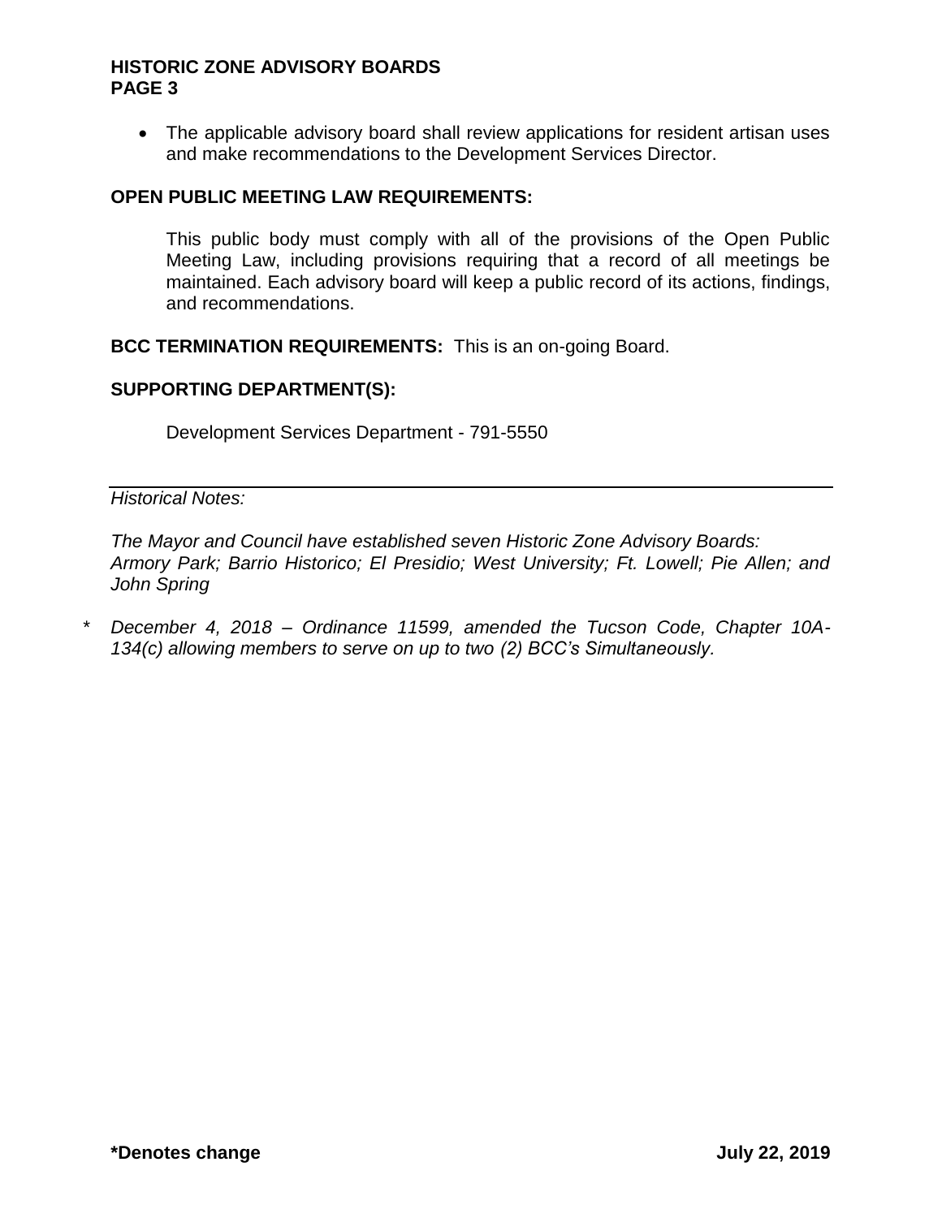- The applicable advisory board shall review applications for resident artisan uses and make recommendations to the Development Services Director.

**OPEN PUBLIC MEETING LAW REQUIREMENTS:**

This public body must comply with all of the provisions of the Open Public Meeting Law, including provisions requiring that a record of all meetings be maintained. Each advisory board will keep a public record of its actions, findings, and recommendations.

**BCC TERMINATION REQUIREMENTS:** This is an on-going Board.

**SUPPORTING DEPARTMENT(S):**

Development Services Department - 791-5550

---

*Historical Notes:*

*The Mayor and Council have established seven Historic Zone Advisory Boards: Armory Park; Barrio Historico; El Presidio; West University; Ft. Lowell; Pie Allen; and John Spring*

\* *December 4, 2018 – Ordinance 11599, amended the Tucson Code, Chapter 10A-134(c) allowing members to serve on up to two (2) BCC's Simultaneously.*

**\*Denotes change** **July 22, 2019**